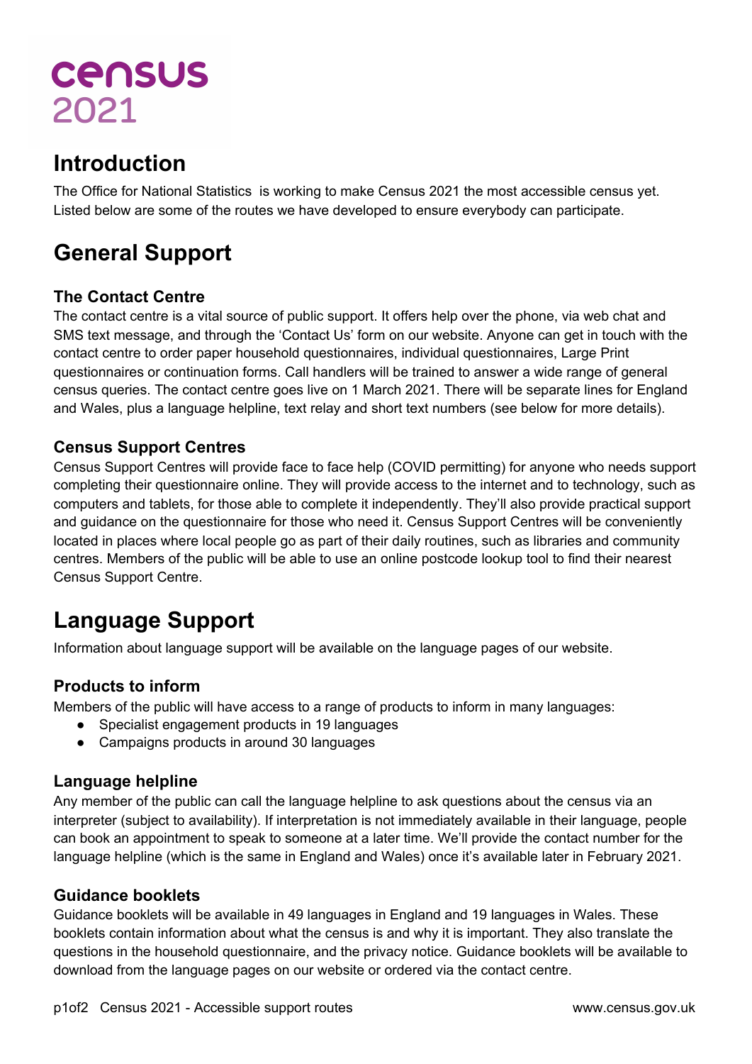# census 2021

## Introduction

The Office for National Statistics is working to make Census 2021 the most accessible census yet. Listed below are some of the routes we have developed to ensure everybody can participate.

## General Support

### The Contact Centre

The contact centre is a vital source of public support. It offers help over the phone, via web chat and SMS text message, and through the 'Contact Us' form on our website. Anyone can get in touch with the contact centre to order paper household questionnaires, individual questionnaires, Large Print questionnaires or continuation forms. Call handlers will be trained to answer a wide range of general census queries. The contact centre goes live on 1 March 2021. There will be separate lines for England and Wales, plus a language helpline, text relay and short text numbers (see below for more details).

### Census Support Centres

Census Support Centres will provide face to face help (COVID permitting) for anyone who needs support completing their questionnaire online. They will provide access to the internet and to technology, such as computers and tablets, for those able to complete it independently. They'll also provide practical support and guidance on the questionnaire for those who need it. Census Support Centres will be conveniently located in places where local people go as part of their daily routines, such as libraries and community centres. Members of the public will be able to use an online postcode lookup tool to find their nearest Census Support Centre.

## Language Support

Information about language support will be available on the language pages of our website.

### Products to inform

Members of the public will have access to a range of products to inform in many languages:

- Specialist engagement products in 19 languages
- Campaigns products in around 30 languages

### Language helpline

Any member of the public can call the language helpline to ask questions about the census via an interpreter (subject to availability). If interpretation is not immediately available in their language, people can book an appointment to speak to someone at a later time. We'll provide the contact number for the language helpline (which is the same in England and Wales) once it's available later in February 2021.

### Guidance booklets

Guidance booklets will be available in 49 languages in England and 19 languages in Wales. These booklets contain information about what the census is and why it is important. They also translate the questions in the household questionnaire, and the privacy notice. Guidance booklets will be available to download from the language pages on our website or ordered via the contact centre.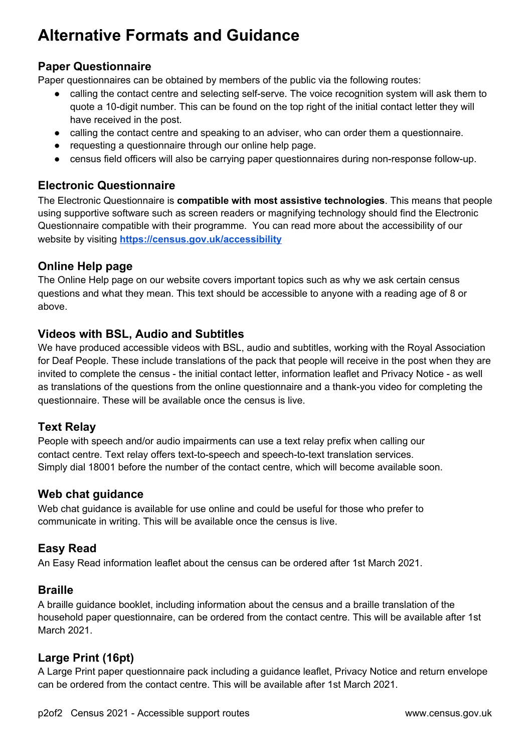# Alternative Formats and Guidance

## Paper Questionnaire

Paper questionnaires can be obtained by members of the public via the following routes:

- calling the contact centre and selecting self-serve. The voice recognition system will ask them to quote a 10-digit number. This can be found on the top right of the initial contact letter they will have received in the post.
- calling the contact centre and speaking to an adviser, who can order them a questionnaire.
- requesting a questionnaire through our online help page.
- census field officers will also be carrying paper questionnaires during non-response follow-up.

## Electronic Questionnaire

The Electronic Questionnaire is **compatible with most assistive technologies**. This means that people using supportive software such as screen readers or magnifying technology should find the Electronic Questionnaire compatible with their programme. You can read more about the accessibility of our website by visiting **[https://census.gov.uk/accessibility](https://census.gov.uk/accessibility)**

## Online Help page

The Online Help page on our website covers important topics such as why we ask certain census questions and what they mean. This text should be accessible to anyone with a reading age of 8 or above.

## Videos with BSL, Audio and Subtitles

We have produced accessible videos with BSL, audio and subtitles, working with the Royal Association for Deaf People. These include translations of the pack that people will receive in the post when they are invited to complete the census - the initial contact letter, information leaflet and Privacy Notice - as well as translations of the questions from the online questionnaire and a thank-you video for completing the questionnaire. These will be available once the census is live.

## Text Relay

People with speech and/or audio impairments can use a text relay prefix when calling our contact centre. Text relay offers text-to-speech and speech-to-text translation services. Simply dial 18001 before the number of the contact centre, which will become available soon.

## Web chat guidance

Web chat guidance is available for use online and could be useful for those who prefer to communicate in writing. This will be available once the census is live.

## Easy Read

An Easy Read information leaflet about the census can be ordered after 1st March 2021.

## Braille

A braille guidance booklet, including information about the census and a braille translation of the household paper questionnaire, can be ordered from the contact centre. This will be available after 1st March 2021.

## Large Print (16pt)

A Large Print paper questionnaire pack including a guidance leaflet, Privacy Notice and return envelope can be ordered from the contact centre. This will be available after 1st March 2021.